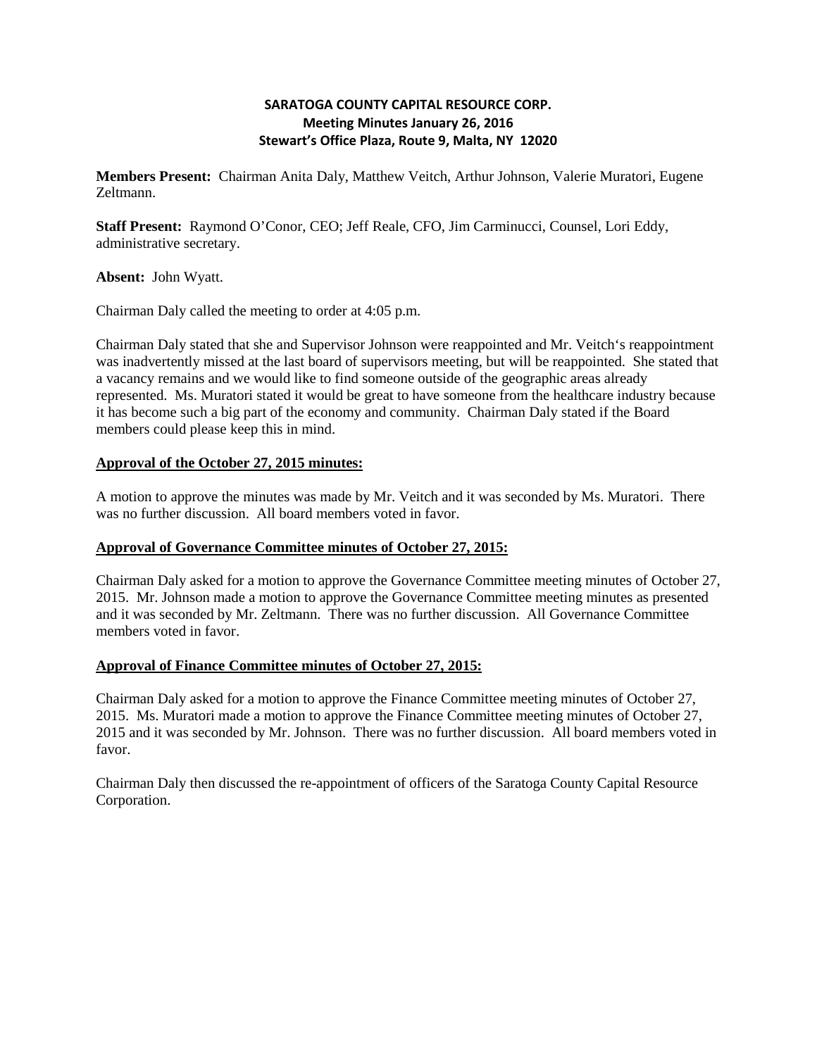# SARATOGA COUNTY CAPITAL RESOURCE CORP.
## Meeting Minutes January 26, 2016
## Stewart's Office Plaza, Route 9, Malta, NY 12020

**Members Present:** Chairman Anita Daly, Matthew Veitch, Arthur Johnson, Valerie Muratori, Eugene Zeltmann.

**Staff Present:** Raymond O'Conor, CEO; Jeff Reale, CFO, Jim Carminucci, Counsel, Lori Eddy, administrative secretary.

**Absent:** John Wyatt.

Chairman Daly called the meeting to order at 4:05 p.m.

Chairman Daly stated that she and Supervisor Johnson were reappointed and Mr. Veitch's reappointment was inadvertently missed at the last board of supervisors meeting, but will be reappointed. She stated that a vacancy remains and we would like to find someone outside of the geographic areas already represented. Ms. Muratori stated it would be great to have someone from the healthcare industry because it has become such a big part of the economy and community. Chairman Daly stated if the Board members could please keep this in mind.

**Approval of the October 27, 2015 minutes:**

A motion to approve the minutes was made by Mr. Veitch and it was seconded by Ms. Muratori. There was no further discussion. All board members voted in favor.

**Approval of Governance Committee minutes of October 27, 2015:**

Chairman Daly asked for a motion to approve the Governance Committee meeting minutes of October 27, 2015. Mr. Johnson made a motion to approve the Governance Committee meeting minutes as presented and it was seconded by Mr. Zeltmann. There was no further discussion. All Governance Committee members voted in favor.

**Approval of Finance Committee minutes of October 27, 2015:**

Chairman Daly asked for a motion to approve the Finance Committee meeting minutes of October 27, 2015. Ms. Muratori made a motion to approve the Finance Committee meeting minutes of October 27, 2015 and it was seconded by Mr. Johnson. There was no further discussion. All board members voted in favor.

Chairman Daly then discussed the re-appointment of officers of the Saratoga County Capital Resource Corporation.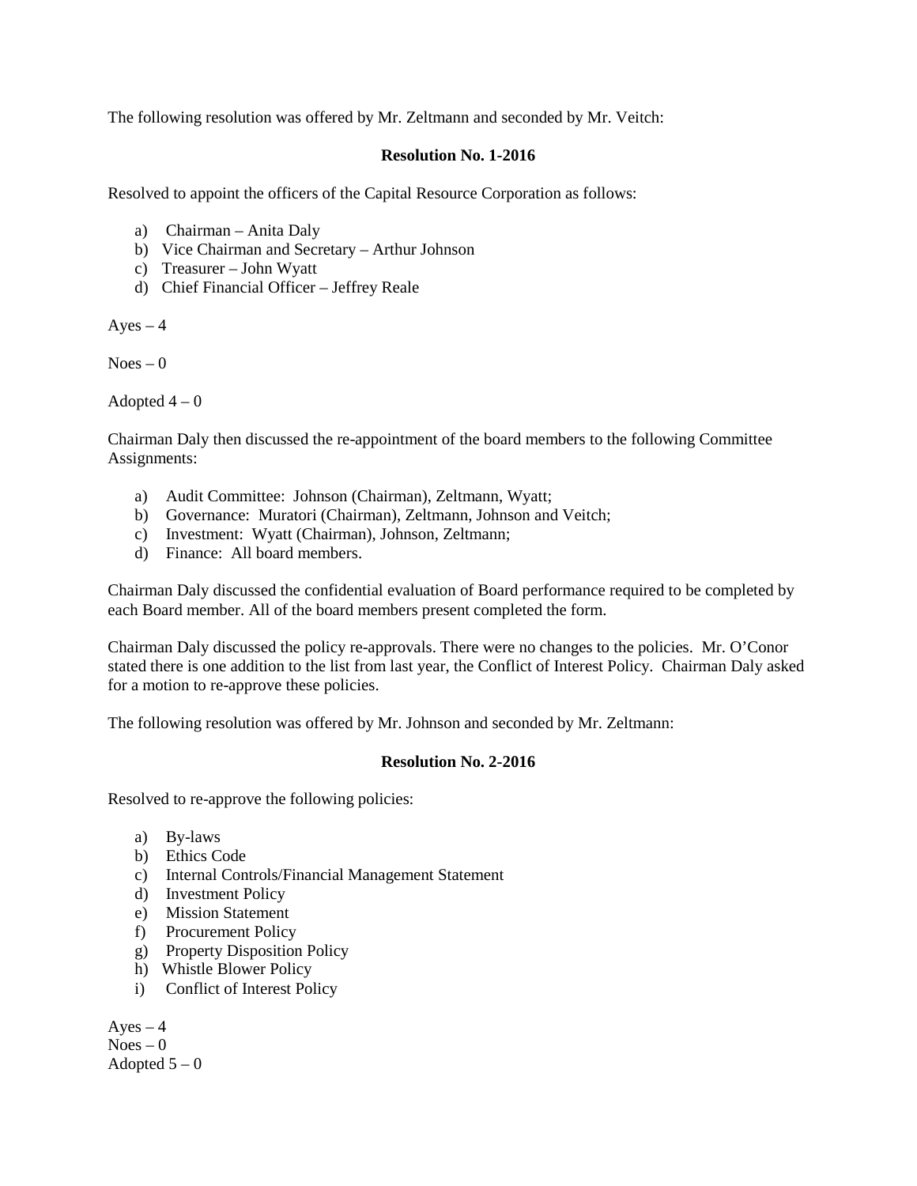The following resolution was offered by Mr. Zeltmann and seconded by Mr. Veitch:

**Resolution No. 1-2016**

Resolved to appoint the officers of the Capital Resource Corporation as follows:

a) Chairman – Anita Daly
b) Vice Chairman and Secretary – Arthur Johnson
c) Treasurer – John Wyatt
d) Chief Financial Officer – Jeffrey Reale

Ayes – 4

Noes – 0

Adopted 4 – 0

Chairman Daly then discussed the re-appointment of the board members to the following Committee Assignments:

a) Audit Committee: Johnson (Chairman), Zeltmann, Wyatt;
b) Governance: Muratori (Chairman), Zeltmann, Johnson and Veitch;
c) Investment: Wyatt (Chairman), Johnson, Zeltmann;
d) Finance: All board members.

Chairman Daly discussed the confidential evaluation of Board performance required to be completed by each Board member. All of the board members present completed the form.

Chairman Daly discussed the policy re-approvals. There were no changes to the policies. Mr. O'Conor stated there is one addition to the list from last year, the Conflict of Interest Policy. Chairman Daly asked for a motion to re-approve these policies.

The following resolution was offered by Mr. Johnson and seconded by Mr. Zeltmann:

**Resolution No. 2-2016**

Resolved to re-approve the following policies:

a) By-laws
b) Ethics Code
c) Internal Controls/Financial Management Statement
d) Investment Policy
e) Mission Statement
f) Procurement Policy
g) Property Disposition Policy
h) Whistle Blower Policy
i) Conflict of Interest Policy

Ayes – 4
Noes – 0
Adopted 5 – 0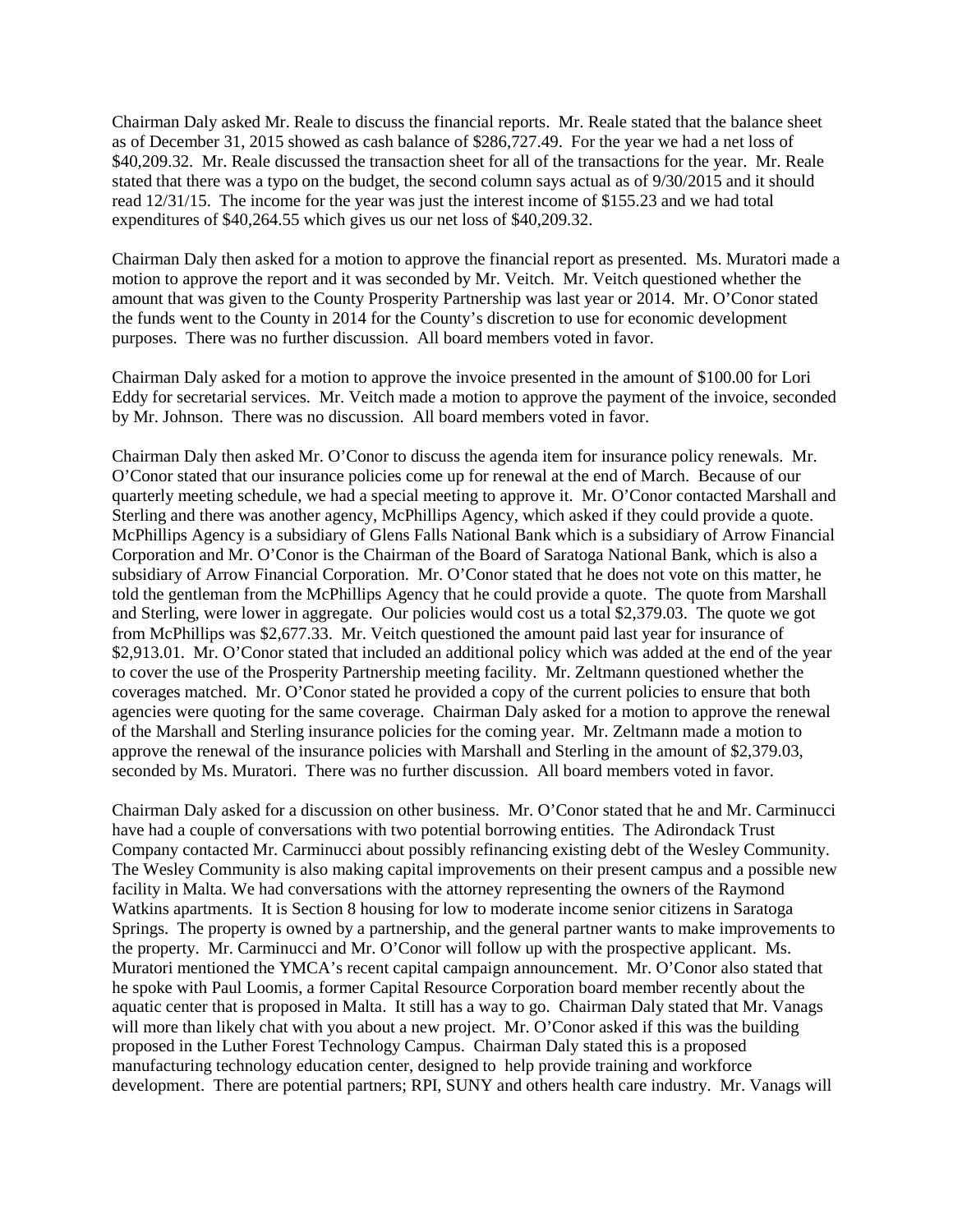Chairman Daly asked Mr. Reale to discuss the financial reports. Mr. Reale stated that the balance sheet as of December 31, 2015 showed as cash balance of $286,727.49. For the year we had a net loss of $40,209.32. Mr. Reale discussed the transaction sheet for all of the transactions for the year. Mr. Reale stated that there was a typo on the budget, the second column says actual as of 9/30/2015 and it should read 12/31/15. The income for the year was just the interest income of $155.23 and we had total expenditures of $40,264.55 which gives us our net loss of $40,209.32.

Chairman Daly then asked for a motion to approve the financial report as presented. Ms. Muratori made a motion to approve the report and it was seconded by Mr. Veitch. Mr. Veitch questioned whether the amount that was given to the County Prosperity Partnership was last year or 2014. Mr. O'Conor stated the funds went to the County in 2014 for the County's discretion to use for economic development purposes. There was no further discussion. All board members voted in favor.

Chairman Daly asked for a motion to approve the invoice presented in the amount of $100.00 for Lori Eddy for secretarial services. Mr. Veitch made a motion to approve the payment of the invoice, seconded by Mr. Johnson. There was no discussion. All board members voted in favor.

Chairman Daly then asked Mr. O'Conor to discuss the agenda item for insurance policy renewals. Mr. O'Conor stated that our insurance policies come up for renewal at the end of March. Because of our quarterly meeting schedule, we had a special meeting to approve it. Mr. O'Conor contacted Marshall and Sterling and there was another agency, McPhillips Agency, which asked if they could provide a quote. McPhillips Agency is a subsidiary of Glens Falls National Bank which is a subsidiary of Arrow Financial Corporation and Mr. O'Conor is the Chairman of the Board of Saratoga National Bank, which is also a subsidiary of Arrow Financial Corporation. Mr. O'Conor stated that he does not vote on this matter, he told the gentleman from the McPhillips Agency that he could provide a quote. The quote from Marshall and Sterling, were lower in aggregate. Our policies would cost us a total $2,379.03. The quote we got from McPhillips was $2,677.33. Mr. Veitch questioned the amount paid last year for insurance of $2,913.01. Mr. O'Conor stated that included an additional policy which was added at the end of the year to cover the use of the Prosperity Partnership meeting facility. Mr. Zeltmann questioned whether the coverages matched. Mr. O'Conor stated he provided a copy of the current policies to ensure that both agencies were quoting for the same coverage. Chairman Daly asked for a motion to approve the renewal of the Marshall and Sterling insurance policies for the coming year. Mr. Zeltmann made a motion to approve the renewal of the insurance policies with Marshall and Sterling in the amount of $2,379.03, seconded by Ms. Muratori. There was no further discussion. All board members voted in favor.

Chairman Daly asked for a discussion on other business. Mr. O'Conor stated that he and Mr. Carminucci have had a couple of conversations with two potential borrowing entities. The Adirondack Trust Company contacted Mr. Carminucci about possibly refinancing existing debt of the Wesley Community. The Wesley Community is also making capital improvements on their present campus and a possible new facility in Malta. We had conversations with the attorney representing the owners of the Raymond Watkins apartments. It is Section 8 housing for low to moderate income senior citizens in Saratoga Springs. The property is owned by a partnership, and the general partner wants to make improvements to the property. Mr. Carminucci and Mr. O'Conor will follow up with the prospective applicant. Ms. Muratori mentioned the YMCA's recent capital campaign announcement. Mr. O'Conor also stated that he spoke with Paul Loomis, a former Capital Resource Corporation board member recently about the aquatic center that is proposed in Malta. It still has a way to go. Chairman Daly stated that Mr. Vanags will more than likely chat with you about a new project. Mr. O'Conor asked if this was the building proposed in the Luther Forest Technology Campus. Chairman Daly stated this is a proposed manufacturing technology education center, designed to help provide training and workforce development. There are potential partners; RPI, SUNY and others health care industry. Mr. Vanags will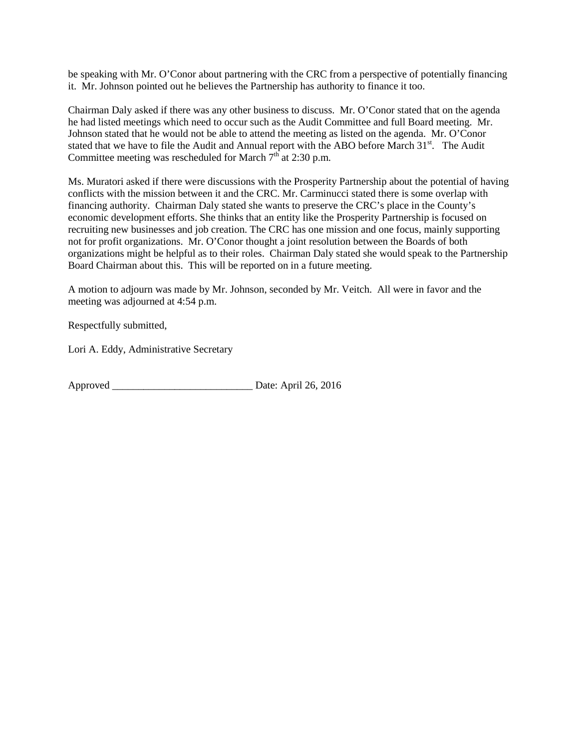be speaking with Mr. O'Conor about partnering with the CRC from a perspective of potentially financing it. Mr. Johnson pointed out he believes the Partnership has authority to finance it too.

Chairman Daly asked if there was any other business to discuss. Mr. O'Conor stated that on the agenda he had listed meetings which need to occur such as the Audit Committee and full Board meeting. Mr. Johnson stated that he would not be able to attend the meeting as listed on the agenda. Mr. O'Conor stated that we have to file the Audit and Annual report with the ABO before March 31st. The Audit Committee meeting was rescheduled for March 7th at 2:30 p.m.

Ms. Muratori asked if there were discussions with the Prosperity Partnership about the potential of having conflicts with the mission between it and the CRC. Mr. Carminucci stated there is some overlap with financing authority. Chairman Daly stated she wants to preserve the CRC's place in the County's economic development efforts. She thinks that an entity like the Prosperity Partnership is focused on recruiting new businesses and job creation. The CRC has one mission and one focus, mainly supporting not for profit organizations. Mr. O'Conor thought a joint resolution between the Boards of both organizations might be helpful as to their roles. Chairman Daly stated she would speak to the Partnership Board Chairman about this. This will be reported on in a future meeting.

A motion to adjourn was made by Mr. Johnson, seconded by Mr. Veitch. All were in favor and the meeting was adjourned at 4:54 p.m.

Respectfully submitted,

Lori A. Eddy, Administrative Secretary

Approved ___________________________ Date: April 26, 2016